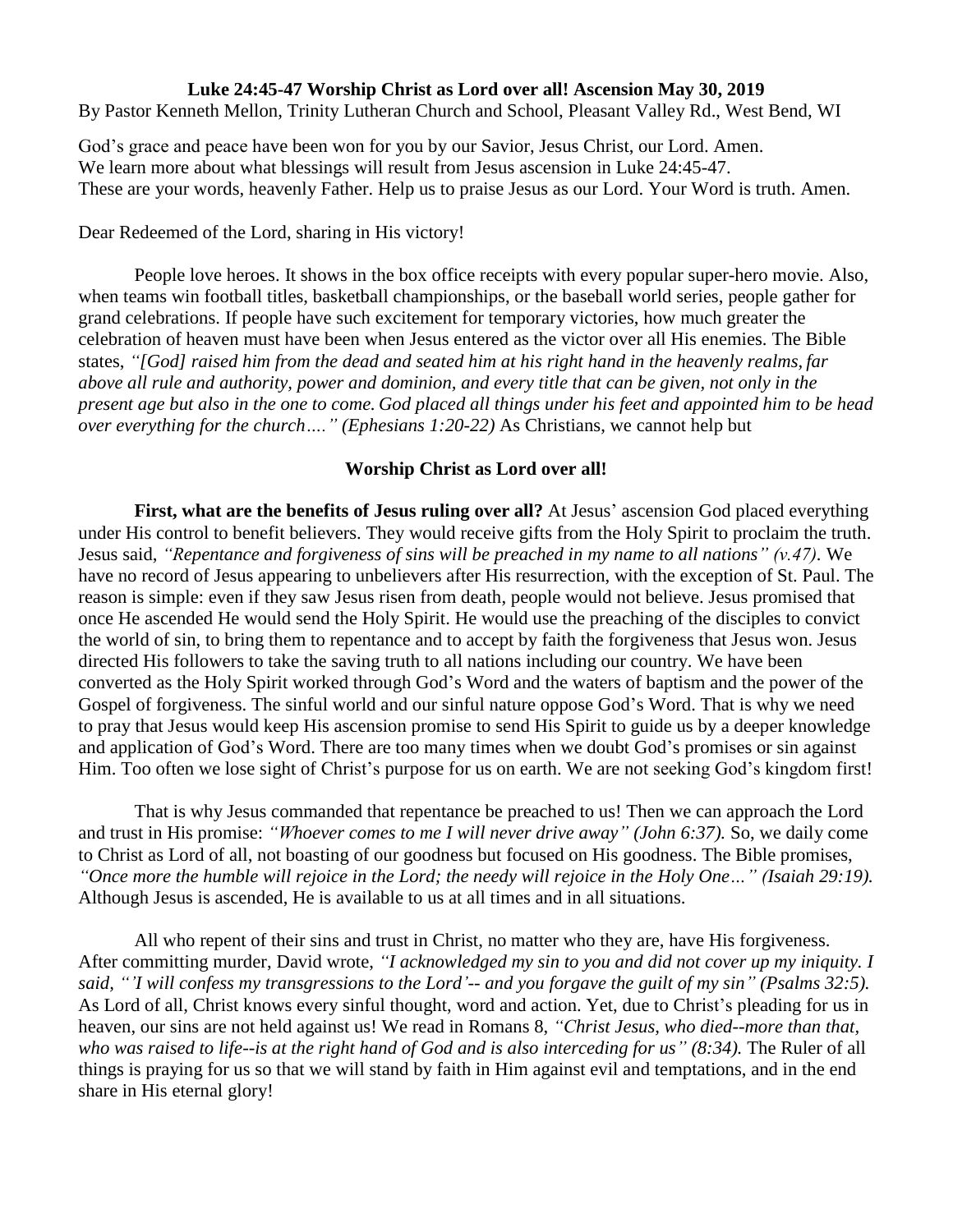**Luke 24:45-47 Worship Christ as Lord over all! Ascension May 30, 2019**

By Pastor Kenneth Mellon, Trinity Lutheran Church and School, Pleasant Valley Rd., West Bend, WI

God's grace and peace have been won for you by our Savior, Jesus Christ, our Lord. Amen.
We learn more about what blessings will result from Jesus ascension in Luke 24:45-47.
These are your words, heavenly Father. Help us to praise Jesus as our Lord. Your Word is truth. Amen.

Dear Redeemed of the Lord, sharing in His victory!

People love heroes. It shows in the box office receipts with every popular super-hero movie. Also, when teams win football titles, basketball championships, or the baseball world series, people gather for grand celebrations. If people have such excitement for temporary victories, how much greater the celebration of heaven must have been when Jesus entered as the victor over all His enemies. The Bible states, *"[God] raised him from the dead and seated him at his right hand in the heavenly realms, far above all rule and authority, power and dominion, and every title that can be given, not only in the present age but also in the one to come. God placed all things under his feet and appointed him to be head over everything for the church…." (Ephesians 1:20-22)* As Christians, we cannot help but

**Worship Christ as Lord over all!**

**First, what are the benefits of Jesus ruling over all?** At Jesus' ascension God placed everything under His control to benefit believers. They would receive gifts from the Holy Spirit to proclaim the truth. Jesus said, *"Repentance and forgiveness of sins will be preached in my name to all nations" (v.47)*. We have no record of Jesus appearing to unbelievers after His resurrection, with the exception of St. Paul. The reason is simple: even if they saw Jesus risen from death, people would not believe. Jesus promised that once He ascended He would send the Holy Spirit. He would use the preaching of the disciples to convict the world of sin, to bring them to repentance and to accept by faith the forgiveness that Jesus won. Jesus directed His followers to take the saving truth to all nations including our country. We have been converted as the Holy Spirit worked through God's Word and the waters of baptism and the power of the Gospel of forgiveness. The sinful world and our sinful nature oppose God's Word. That is why we need to pray that Jesus would keep His ascension promise to send His Spirit to guide us by a deeper knowledge and application of God's Word. There are too many times when we doubt God's promises or sin against Him. Too often we lose sight of Christ's purpose for us on earth. We are not seeking God's kingdom first!

That is why Jesus commanded that repentance be preached to us! Then we can approach the Lord and trust in His promise: *"Whoever comes to me I will never drive away" (John 6:37).* So, we daily come to Christ as Lord of all, not boasting of our goodness but focused on His goodness. The Bible promises, *"Once more the humble will rejoice in the Lord; the needy will rejoice in the Holy One…" (Isaiah 29:19).* Although Jesus is ascended, He is available to us at all times and in all situations.

All who repent of their sins and trust in Christ, no matter who they are, have His forgiveness. After committing murder, David wrote, *"I acknowledged my sin to you and did not cover up my iniquity. I said, "'I will confess my transgressions to the Lord'-- and you forgave the guilt of my sin" (Psalms 32:5).* As Lord of all, Christ knows every sinful thought, word and action. Yet, due to Christ's pleading for us in heaven, our sins are not held against us! We read in Romans 8, *"Christ Jesus, who died--more than that, who was raised to life--is at the right hand of God and is also interceding for us" (8:34).* The Ruler of all things is praying for us so that we will stand by faith in Him against evil and temptations, and in the end share in His eternal glory!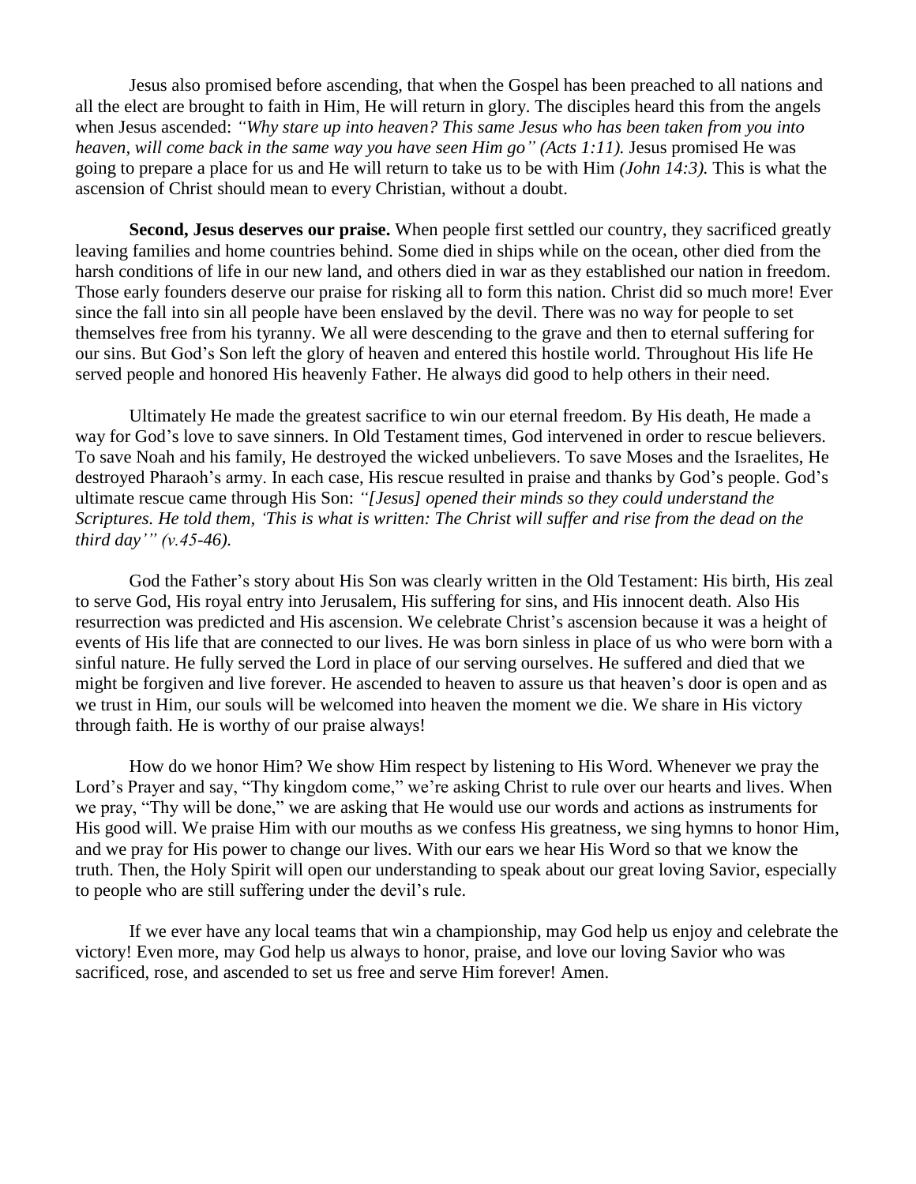Jesus also promised before ascending, that when the Gospel has been preached to all nations and all the elect are brought to faith in Him, He will return in glory. The disciples heard this from the angels when Jesus ascended: *"Why stare up into heaven? This same Jesus who has been taken from you into heaven, will come back in the same way you have seen Him go" (Acts 1:11).* Jesus promised He was going to prepare a place for us and He will return to take us to be with Him *(John 14:3).* This is what the ascension of Christ should mean to every Christian, without a doubt.

**Second, Jesus deserves our praise.** When people first settled our country, they sacrificed greatly leaving families and home countries behind. Some died in ships while on the ocean, other died from the harsh conditions of life in our new land, and others died in war as they established our nation in freedom. Those early founders deserve our praise for risking all to form this nation. Christ did so much more! Ever since the fall into sin all people have been enslaved by the devil. There was no way for people to set themselves free from his tyranny. We all were descending to the grave and then to eternal suffering for our sins. But God's Son left the glory of heaven and entered this hostile world. Throughout His life He served people and honored His heavenly Father. He always did good to help others in their need.

Ultimately He made the greatest sacrifice to win our eternal freedom. By His death, He made a way for God's love to save sinners. In Old Testament times, God intervened in order to rescue believers. To save Noah and his family, He destroyed the wicked unbelievers. To save Moses and the Israelites, He destroyed Pharaoh's army. In each case, His rescue resulted in praise and thanks by God's people. God's ultimate rescue came through His Son: *"[Jesus] opened their minds so they could understand the Scriptures. He told them, 'This is what is written: The Christ will suffer and rise from the dead on the third day'" (v.45-46).*

God the Father's story about His Son was clearly written in the Old Testament: His birth, His zeal to serve God, His royal entry into Jerusalem, His suffering for sins, and His innocent death. Also His resurrection was predicted and His ascension. We celebrate Christ's ascension because it was a height of events of His life that are connected to our lives. He was born sinless in place of us who were born with a sinful nature. He fully served the Lord in place of our serving ourselves. He suffered and died that we might be forgiven and live forever. He ascended to heaven to assure us that heaven's door is open and as we trust in Him, our souls will be welcomed into heaven the moment we die. We share in His victory through faith. He is worthy of our praise always!

How do we honor Him? We show Him respect by listening to His Word. Whenever we pray the Lord's Prayer and say, "Thy kingdom come," we're asking Christ to rule over our hearts and lives. When we pray, "Thy will be done," we are asking that He would use our words and actions as instruments for His good will. We praise Him with our mouths as we confess His greatness, we sing hymns to honor Him, and we pray for His power to change our lives. With our ears we hear His Word so that we know the truth. Then, the Holy Spirit will open our understanding to speak about our great loving Savior, especially to people who are still suffering under the devil's rule.

If we ever have any local teams that win a championship, may God help us enjoy and celebrate the victory! Even more, may God help us always to honor, praise, and love our loving Savior who was sacrificed, rose, and ascended to set us free and serve Him forever! Amen.